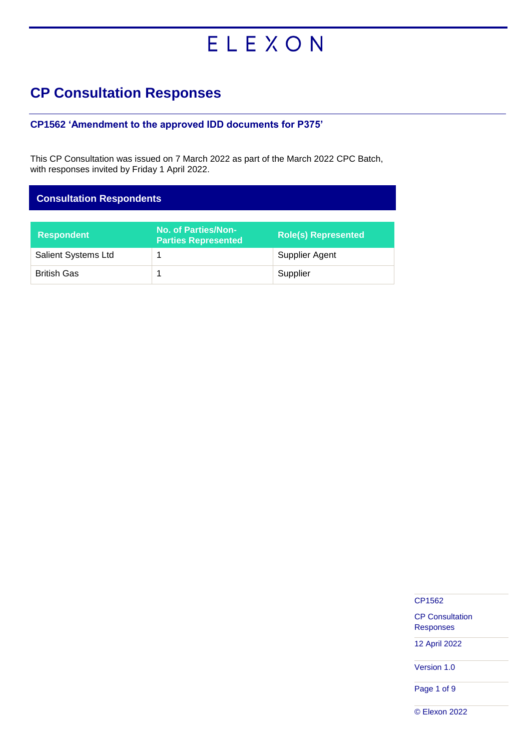ELEXON

# CP Consultation Responses

## CP1562 'Amendment to the approved IDD documents for P375'

This CP Consultation was issued on 7 March 2022 as part of the March 2022 CPC Batch, with responses invited by Friday 1 April 2022.

## Consultation Respondents

| Respondent | No. of Parties/Non-Parties Represented | Role(s) Represented |
|---|---|---|
| Salient Systems Ltd | 1 | Supplier Agent |
| British Gas | 1 | Supplier |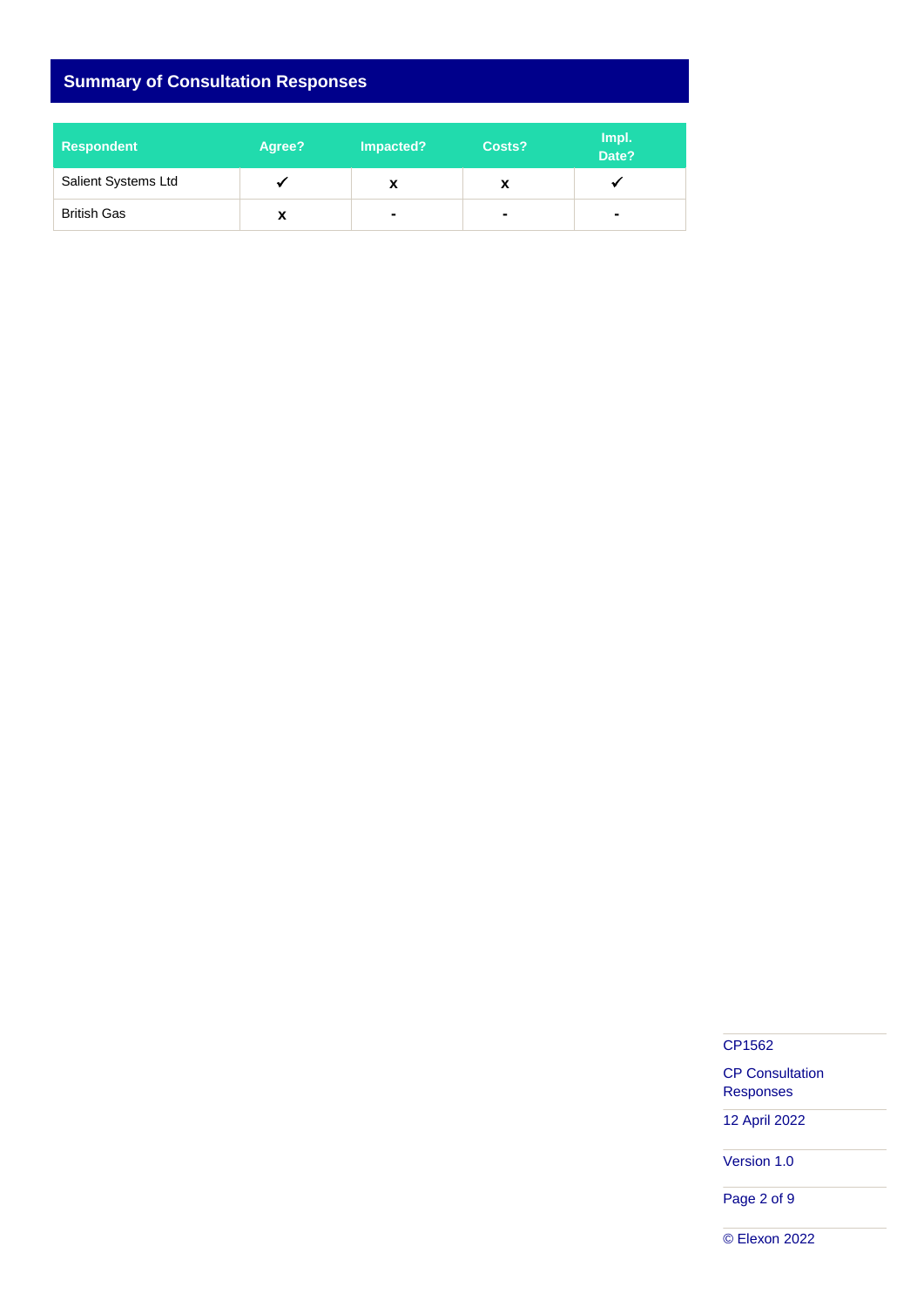## Summary of Consultation Responses

| Respondent | Agree? | Impacted? | Costs? | Impl. Date? |
|---|---|---|---|---|
| Salient Systems Ltd | ✓ | x | x | ✓ |
| British Gas | x | - | - | - |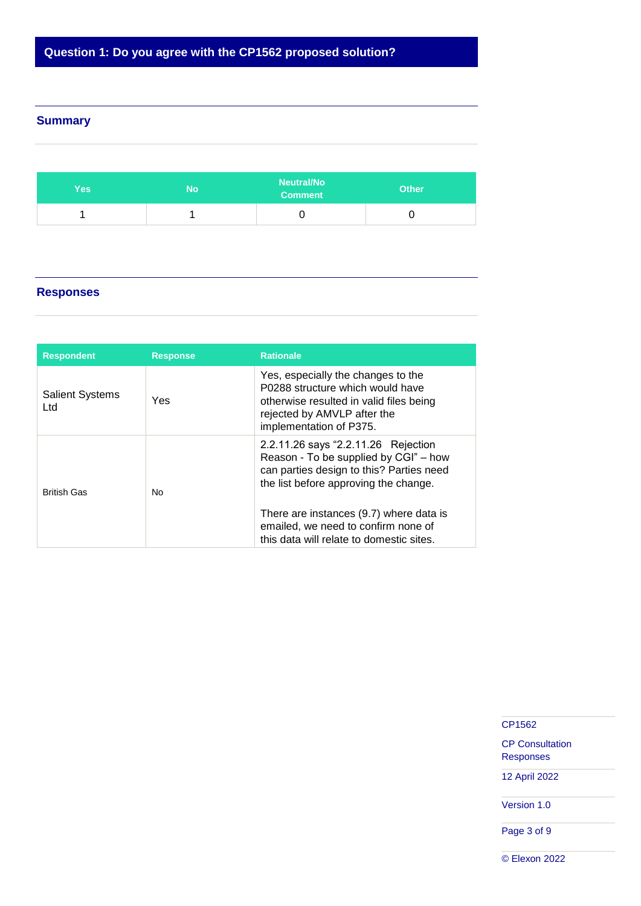## Question 1: Do you agree with the CP1562 proposed solution?

### Summary

| Yes | No | Neutral/No Comment | Other |
|---|---|---|---|
| 1 | 1 | 0 | 0 |

### Responses

| Respondent | Response | Rationale |
|---|---|---|
| Salient Systems Ltd | Yes | Yes, especially the changes to the P0288 structure which would have otherwise resulted in valid files being rejected by AMVLP after the implementation of P375. |
| British Gas | No | 2.2.11.26 says "2.2.11.26 Rejection Reason - To be supplied by CGI" – how can parties design to this? Parties need the list before approving the change.<br><br>There are instances (9.7) where data is emailed, we need to confirm none of this data will relate to domestic sites. |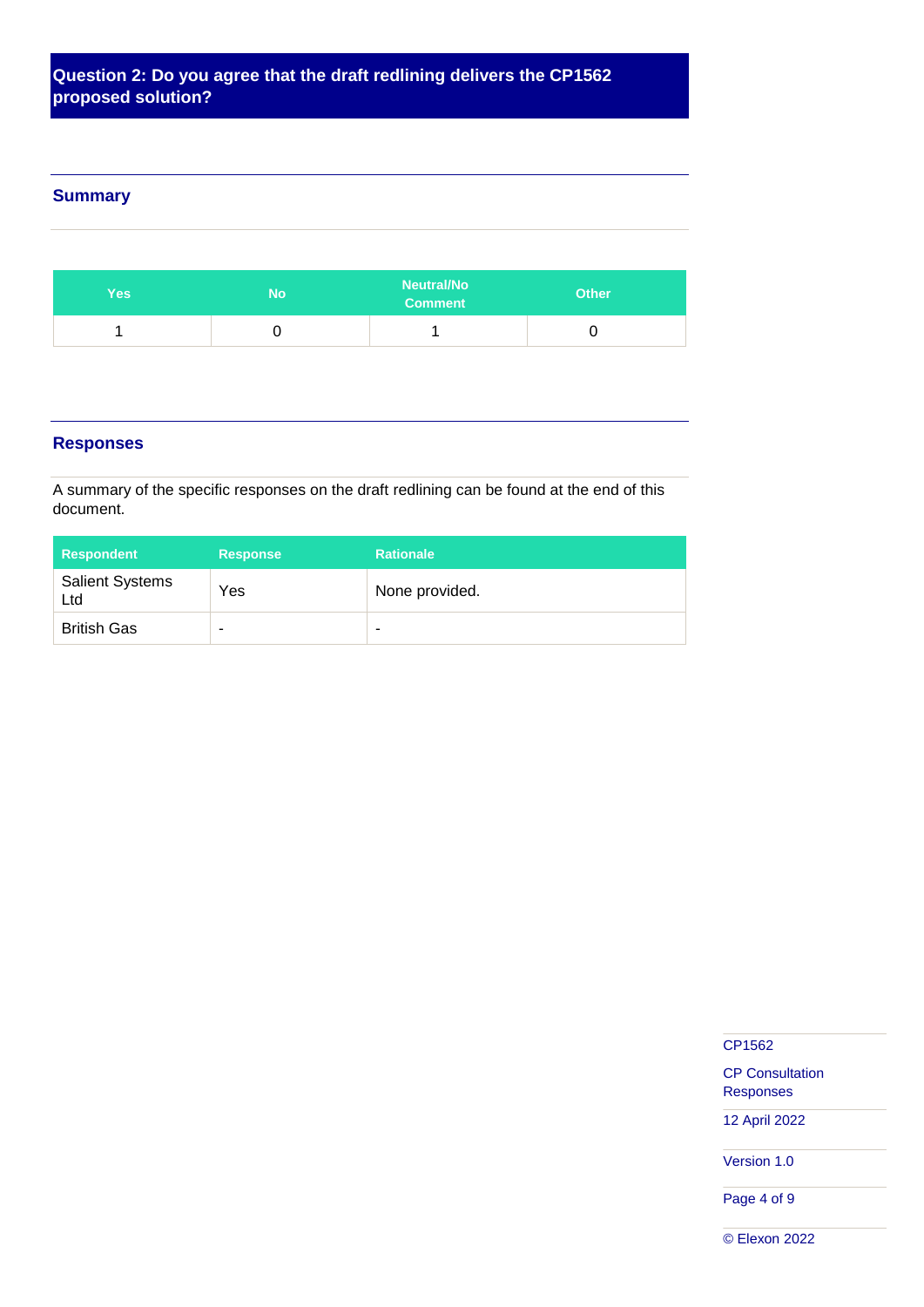## Question 2: Do you agree that the draft redlining delivers the CP1562 proposed solution?

### Summary

| Yes | No | Neutral/No Comment | Other |
|---|---|---|---|
| 1 | 0 | 1 | 0 |

### Responses

A summary of the specific responses on the draft redlining can be found at the end of this document.

| Respondent | Response | Rationale |
|---|---|---|
| Salient Systems Ltd | Yes | None provided. |
| British Gas | - | - |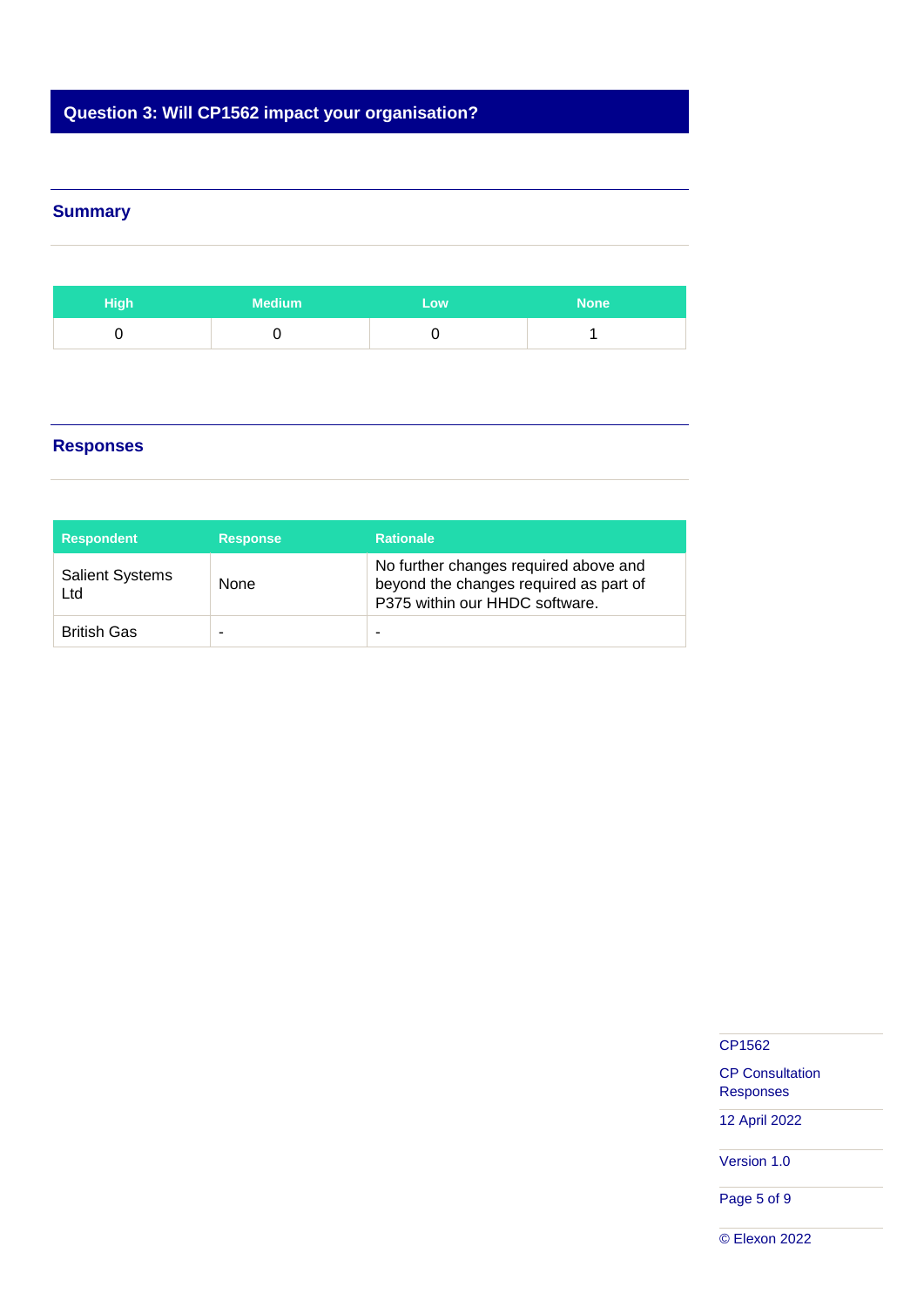## Question 3: Will CP1562 impact your organisation?

### Summary

| High | Medium | Low | None |
|---|---|---|---|
| 0 | 0 | 0 | 1 |

### Responses

| Respondent | Response | Rationale |
|---|---|---|
| Salient Systems Ltd | None | No further changes required above and beyond the changes required as part of P375 within our HHDC software. |
| British Gas | - | - |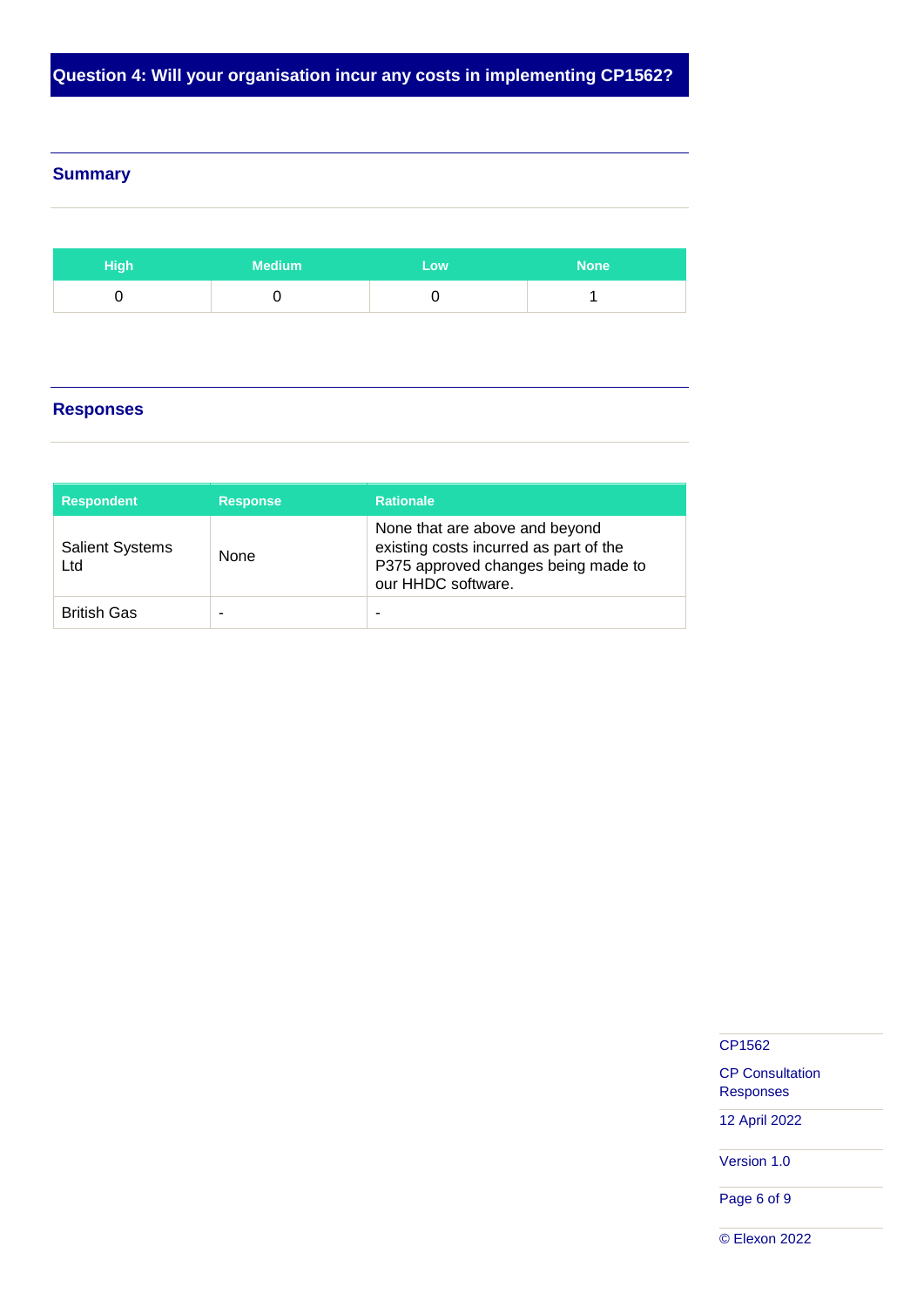## Question 4: Will your organisation incur any costs in implementing CP1562?

### Summary

| High | Medium | Low | None |
|---|---|---|---|
| 0 | 0 | 0 | 1 |

### Responses

| Respondent | Response | Rationale |
|---|---|---|
| Salient Systems Ltd | None | None that are above and beyond existing costs incurred as part of the P375 approved changes being made to our HHDC software. |
| British Gas | - | - |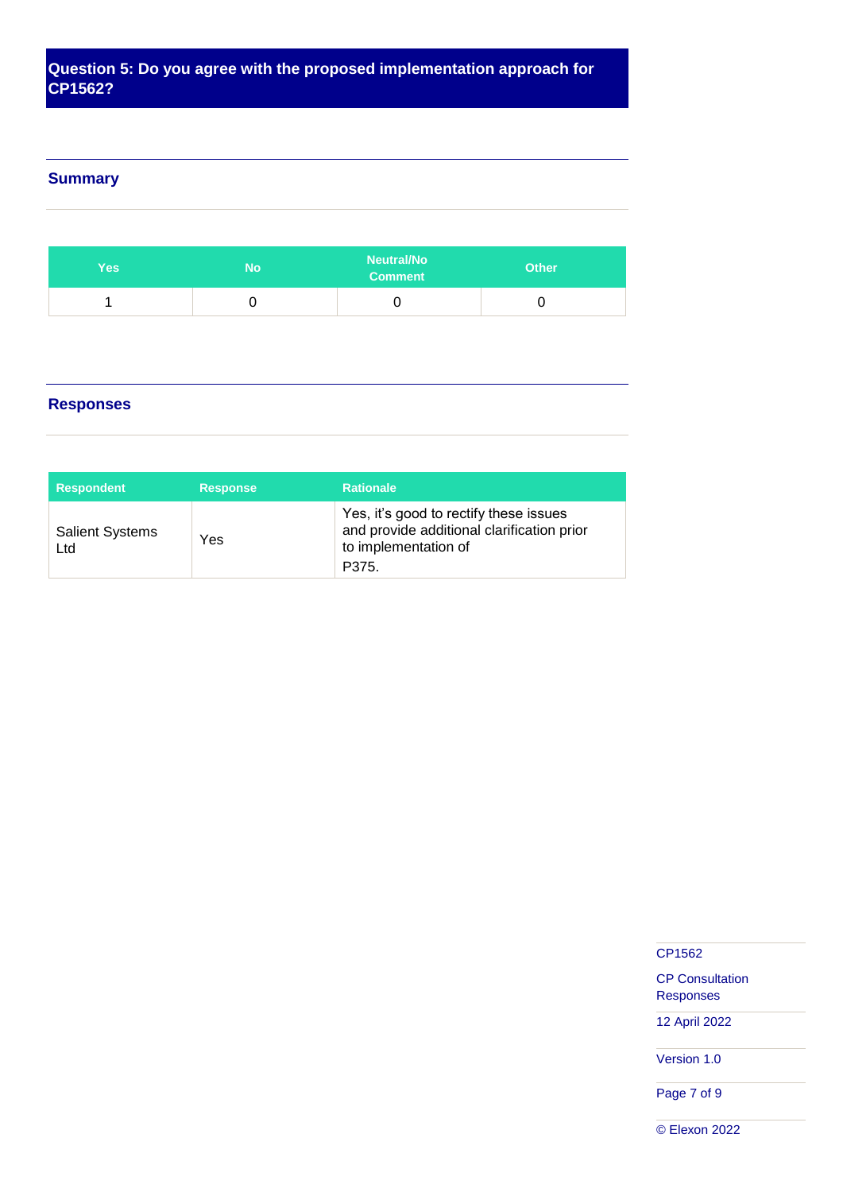## Question 5: Do you agree with the proposed implementation approach for CP1562?

### Summary

| Yes | No | Neutral/No Comment | Other |
|---|---|---|---|
| 1 | 0 | 0 | 0 |

### Responses

| Respondent | Response | Rationale |
|---|---|---|
| Salient Systems Ltd | Yes | Yes, it's good to rectify these issues and provide additional clarification prior to implementation of P375. |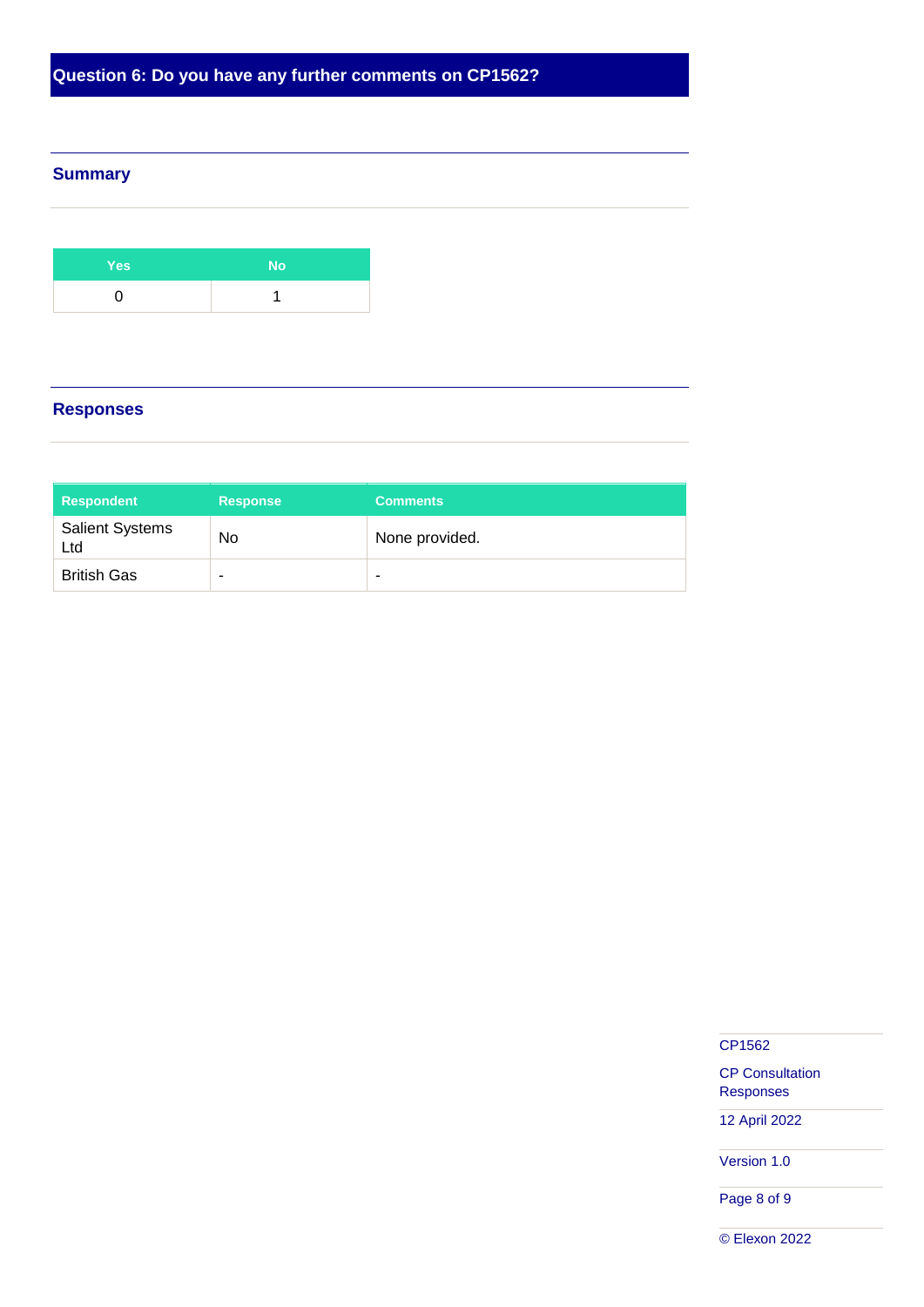## Question 6: Do you have any further comments on CP1562?

### Summary

| Yes | No |
|---|---|
| 0 | 1 |

### Responses

| Respondent | Response | Comments |
|---|---|---|
| Salient Systems Ltd | No | None provided. |
| British Gas | - | - |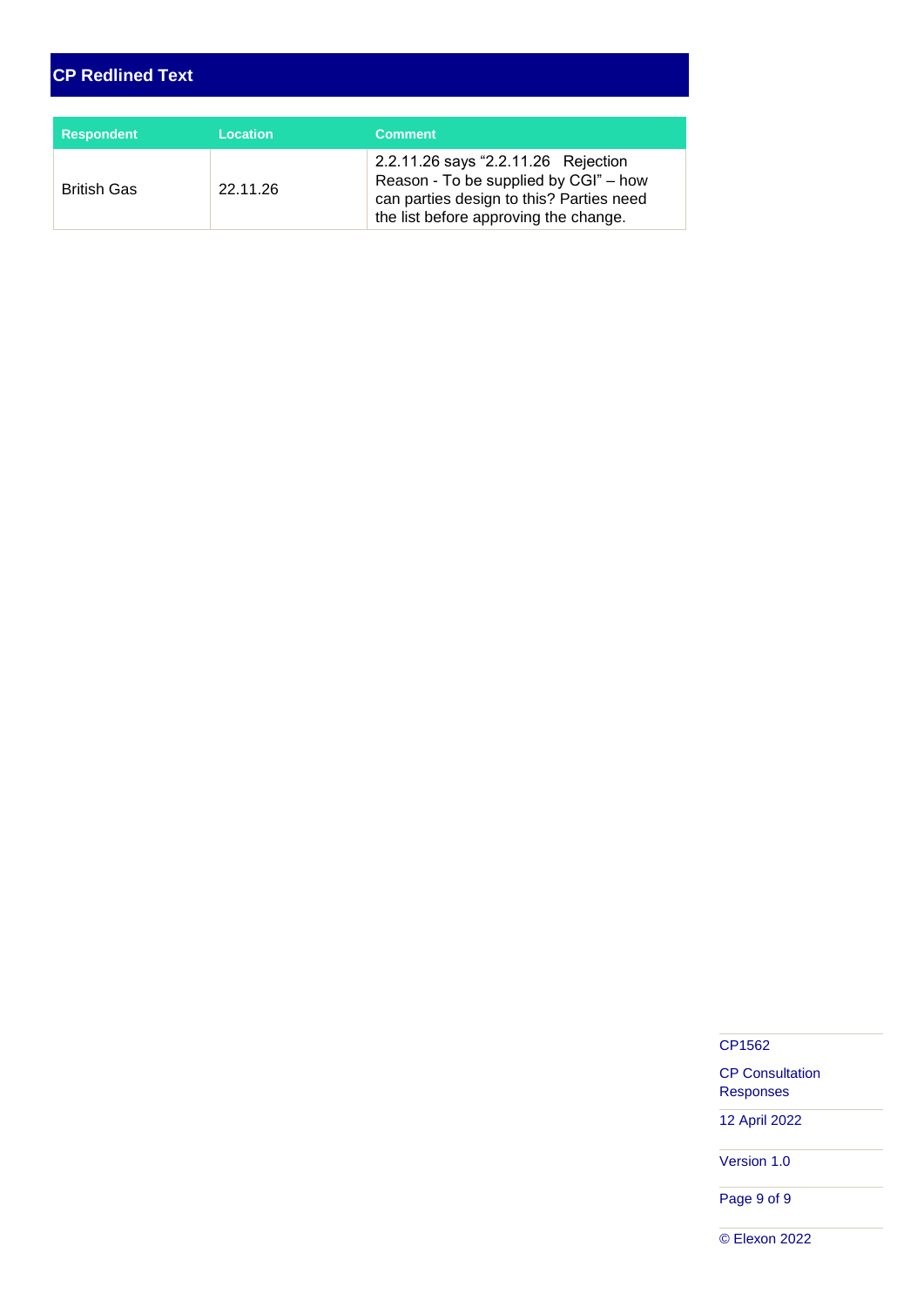## CP Redlined Text

| Respondent | Location | Comment |
| --- | --- | --- |
| British Gas | 22.11.26 | 2.2.11.26 says "2.2.11.26 Rejection Reason - To be supplied by CGI" – how can parties design to this? Parties need the list before approving the change. |